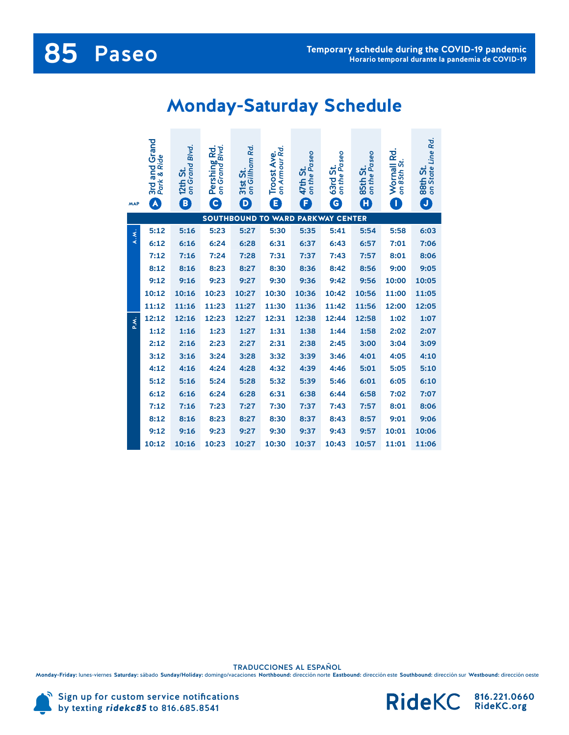# 85 Paseo

**Temporary schedule during the COVID-19 pandemic**
**Horario temporal durante la pandemia de COVID-19**

## Monday-Saturday Schedule

| MAP | A: 3rd and Grand *Park & Ride* | B: 12th St. *on Grand Blvd.* | C: Pershing Rd. *on Grand Blvd.* | D: 31st St. *on Gillham Rd.* | E: Troost Ave. *on Armour Rd.* | F: 47th St. *on the Paseo* | G: 63rd St. *on the Paseo* | H: 85th St. *on the Paseo* | I: Wornall Rd. *on 85th St.* | J: 88th St. *on State Line Rd.* |
|---|---|---|---|---|---|---|---|---|---|---|
| **SOUTHBOUND TO WARD PARKWAY CENTER** | | | | | | | | | | |
| A.M. | 5:12 | 5:16 | 5:23 | 5:27 | 5:30 | 5:35 | 5:41 | 5:54 | 5:58 | 6:03 |
| A.M. | 6:12 | 6:16 | 6:24 | 6:28 | 6:31 | 6:37 | 6:43 | 6:57 | 7:01 | 7:06 |
| A.M. | 7:12 | 7:16 | 7:24 | 7:28 | 7:31 | 7:37 | 7:43 | 7:57 | 8:01 | 8:06 |
| A.M. | 8:12 | 8:16 | 8:23 | 8:27 | 8:30 | 8:36 | 8:42 | 8:56 | 9:00 | 9:05 |
| A.M. | 9:12 | 9:16 | 9:23 | 9:27 | 9:30 | 9:36 | 9:42 | 9:56 | 10:00 | 10:05 |
| A.M. | 10:12 | 10:16 | 10:23 | 10:27 | 10:30 | 10:36 | 10:42 | 10:56 | 11:00 | 11:05 |
| A.M. | 11:12 | 11:16 | 11:23 | 11:27 | 11:30 | 11:36 | 11:42 | 11:56 | 12:00 | 12:05 |
| P.M. | 12:12 | 12:16 | 12:23 | 12:27 | 12:31 | 12:38 | 12:44 | 12:58 | 1:02 | 1:07 |
| P.M. | 1:12 | 1:16 | 1:23 | 1:27 | 1:31 | 1:38 | 1:44 | 1:58 | 2:02 | 2:07 |
| P.M. | 2:12 | 2:16 | 2:23 | 2:27 | 2:31 | 2:38 | 2:45 | 3:00 | 3:04 | 3:09 |
| P.M. | 3:12 | 3:16 | 3:24 | 3:28 | 3:32 | 3:39 | 3:46 | 4:01 | 4:05 | 4:10 |
| P.M. | 4:12 | 4:16 | 4:24 | 4:28 | 4:32 | 4:39 | 4:46 | 5:01 | 5:05 | 5:10 |
| P.M. | 5:12 | 5:16 | 5:24 | 5:28 | 5:32 | 5:39 | 5:46 | 6:01 | 6:05 | 6:10 |
| P.M. | 6:12 | 6:16 | 6:24 | 6:28 | 6:31 | 6:38 | 6:44 | 6:58 | 7:02 | 7:07 |
| P.M. | 7:12 | 7:16 | 7:23 | 7:27 | 7:30 | 7:37 | 7:43 | 7:57 | 8:01 | 8:06 |
| P.M. | 8:12 | 8:16 | 8:23 | 8:27 | 8:30 | 8:37 | 8:43 | 8:57 | 9:01 | 9:06 |
| P.M. | 9:12 | 9:16 | 9:23 | 9:27 | 9:30 | 9:37 | 9:43 | 9:57 | 10:01 | 10:06 |
| P.M. | 10:12 | 10:16 | 10:23 | 10:27 | 10:30 | 10:37 | 10:43 | 10:57 | 11:01 | 11:06 |

**TRADUCCIONES AL ESPAÑOL**

**Monday-Friday:** lunes-viernes **Saturday:** sábado **Sunday/Holiday:** domingo/vacaciones **Northbound:** dirección norte **Eastbound:** dirección este **Southbound:** dirección sur **Westbound:** dirección oeste

Sign up for custom service notifications by texting ***ridekc85*** to 816.685.8541

RideKC 816.221.0660 RideKC.org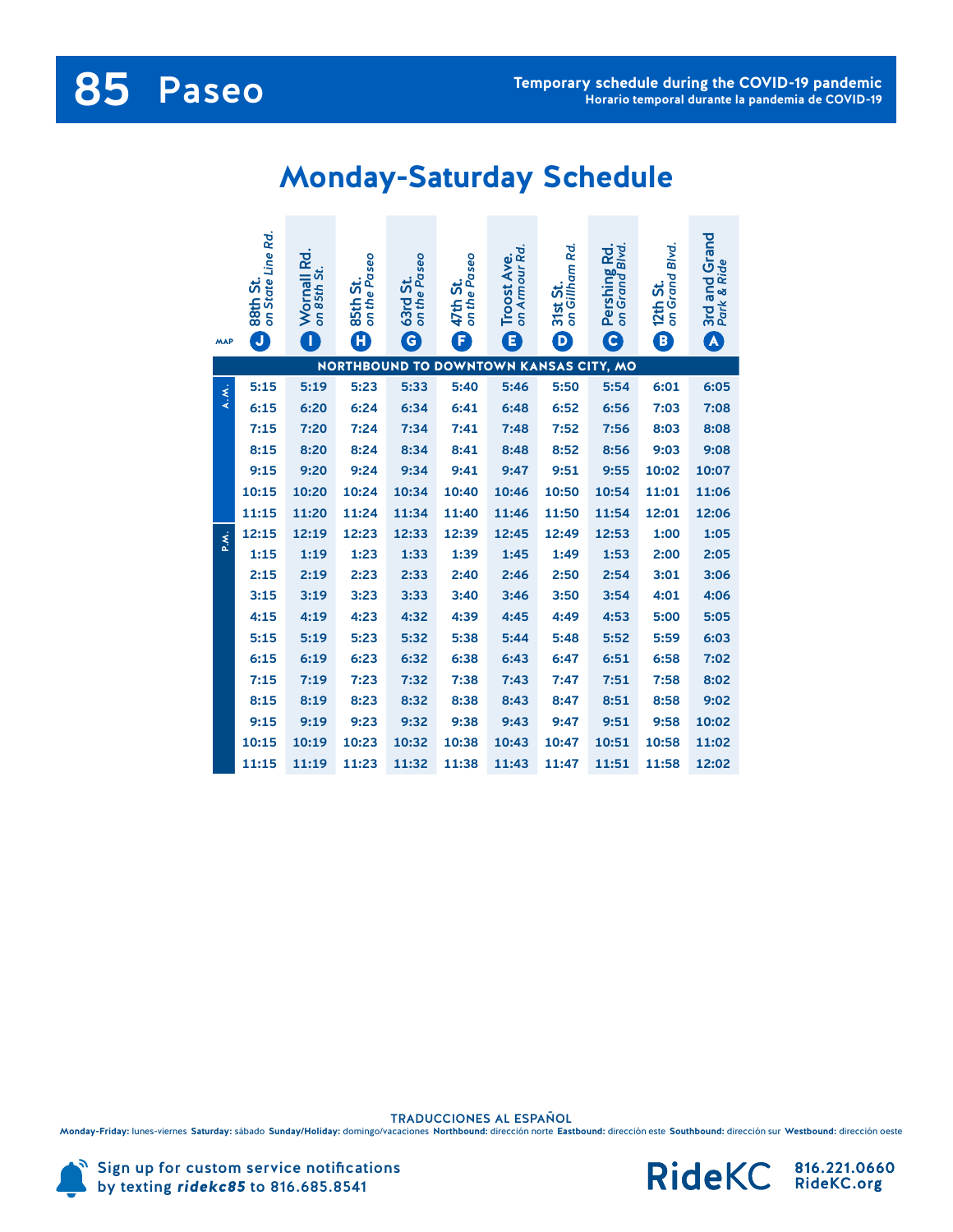# 85 Paseo

**Temporary schedule during the COVID-19 pandemic**
**Horario temporal durante la pandemia de COVID-19**

## Monday-Saturday Schedule

| MAP | J 88th St. *on State Line Rd.* | I Wornall Rd. *on 85th St.* | H 85th St. *on the Paseo* | G 63rd St. *on the Paseo* | F 47th St. *on the Paseo* | E Troost Ave. *on Armour Rd.* | D 31st St. *on Gillham Rd.* | C Pershing Rd. *on Grand Blvd.* | B 12th St. *on Grand Blvd.* | A 3rd and Grand *Park & Ride* |
|---|---|---|---|---|---|---|---|---|---|---|
| **NORTHBOUND TO DOWNTOWN KANSAS CITY, MO** | | | | | | | | | | |
| A.M. | 5:15 | 5:19 | 5:23 | 5:33 | 5:40 | 5:46 | 5:50 | 5:54 | 6:01 | 6:05 |
| | 6:15 | 6:20 | 6:24 | 6:34 | 6:41 | 6:48 | 6:52 | 6:56 | 7:03 | 7:08 |
| | 7:15 | 7:20 | 7:24 | 7:34 | 7:41 | 7:48 | 7:52 | 7:56 | 8:03 | 8:08 |
| | 8:15 | 8:20 | 8:24 | 8:34 | 8:41 | 8:48 | 8:52 | 8:56 | 9:03 | 9:08 |
| | 9:15 | 9:20 | 9:24 | 9:34 | 9:41 | 9:47 | 9:51 | 9:55 | 10:02 | 10:07 |
| | 10:15 | 10:20 | 10:24 | 10:34 | 10:40 | 10:46 | 10:50 | 10:54 | 11:01 | 11:06 |
| | 11:15 | 11:20 | 11:24 | 11:34 | 11:40 | 11:46 | 11:50 | 11:54 | 12:01 | 12:06 |
| P.M. | 12:15 | 12:19 | 12:23 | 12:33 | 12:39 | 12:45 | 12:49 | 12:53 | 1:00 | 1:05 |
| | 1:15 | 1:19 | 1:23 | 1:33 | 1:39 | 1:45 | 1:49 | 1:53 | 2:00 | 2:05 |
| | 2:15 | 2:19 | 2:23 | 2:33 | 2:40 | 2:46 | 2:50 | 2:54 | 3:01 | 3:06 |
| | 3:15 | 3:19 | 3:23 | 3:33 | 3:40 | 3:46 | 3:50 | 3:54 | 4:01 | 4:06 |
| | 4:15 | 4:19 | 4:23 | 4:32 | 4:39 | 4:45 | 4:49 | 4:53 | 5:00 | 5:05 |
| | 5:15 | 5:19 | 5:23 | 5:32 | 5:38 | 5:44 | 5:48 | 5:52 | 5:59 | 6:03 |
| | 6:15 | 6:19 | 6:23 | 6:32 | 6:38 | 6:43 | 6:47 | 6:51 | 6:58 | 7:02 |
| | 7:15 | 7:19 | 7:23 | 7:32 | 7:38 | 7:43 | 7:47 | 7:51 | 7:58 | 8:02 |
| | 8:15 | 8:19 | 8:23 | 8:32 | 8:38 | 8:43 | 8:47 | 8:51 | 8:58 | 9:02 |
| | 9:15 | 9:19 | 9:23 | 9:32 | 9:38 | 9:43 | 9:47 | 9:51 | 9:58 | 10:02 |
| | 10:15 | 10:19 | 10:23 | 10:32 | 10:38 | 10:43 | 10:47 | 10:51 | 10:58 | 11:02 |
| | 11:15 | 11:19 | 11:23 | 11:32 | 11:38 | 11:43 | 11:47 | 11:51 | 11:58 | 12:02 |

**TRADUCCIONES AL ESPAÑOL**

**Monday-Friday:** lunes-viernes **Saturday:** sábado **Sunday/Holiday:** domingo/vacaciones **Northbound:** dirección norte **Eastbound:** dirección este **Southbound:** dirección sur **Westbound:** dirección oeste

Sign up for custom service notifications by texting ***ridekc85*** to 816.685.8541

RideKC 816.221.0660 RideKC.org